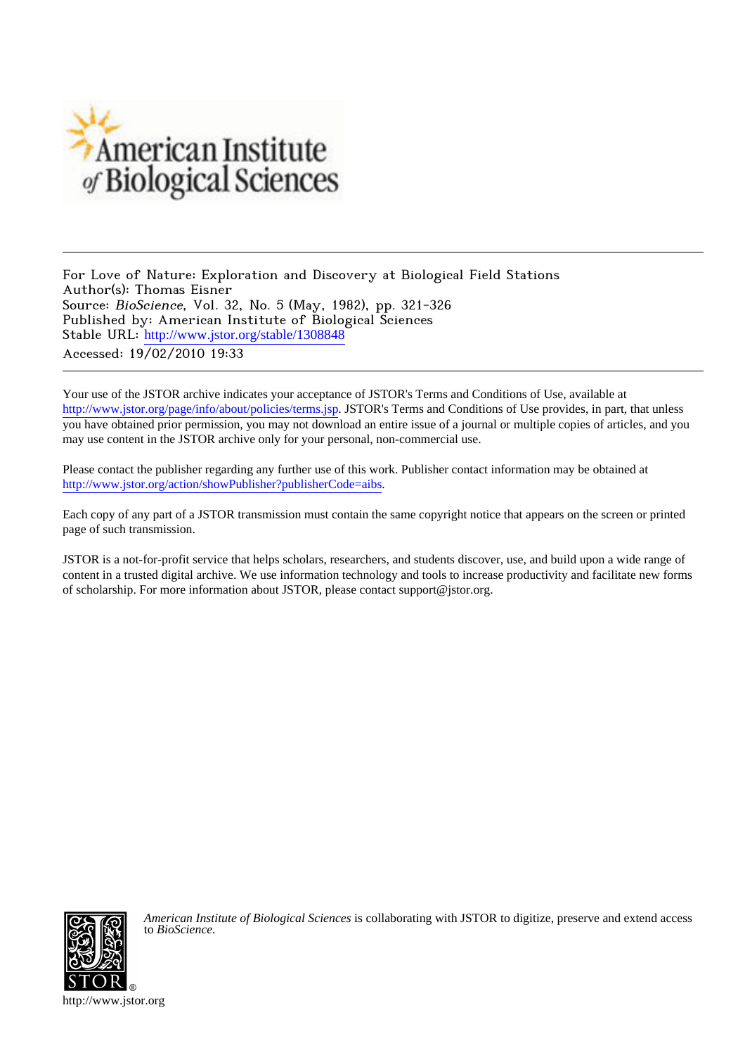American Institute of Biological Sciences

For Love of Nature: Exploration and Discovery at Biological Field Stations
Author(s): Thomas Eisner
Source: *BioScience*, Vol. 32, No. 5 (May, 1982), pp. 321-326
Published by: American Institute of Biological Sciences
Stable URL: http://www.jstor.org/stable/1308848
Accessed: 19/02/2010 19:33

Your use of the JSTOR archive indicates your acceptance of JSTOR's Terms and Conditions of Use, available at http://www.jstor.org/page/info/about/policies/terms.jsp. JSTOR's Terms and Conditions of Use provides, in part, that unless you have obtained prior permission, you may not download an entire issue of a journal or multiple copies of articles, and you may use content in the JSTOR archive only for your personal, non-commercial use.

Please contact the publisher regarding any further use of this work. Publisher contact information may be obtained at http://www.jstor.org/action/showPublisher?publisherCode=aibs.

Each copy of any part of a JSTOR transmission must contain the same copyright notice that appears on the screen or printed page of such transmission.

JSTOR is a not-for-profit service that helps scholars, researchers, and students discover, use, and build upon a wide range of content in a trusted digital archive. We use information technology and tools to increase productivity and facilitate new forms of scholarship. For more information about JSTOR, please contact support@jstor.org.

*American Institute of Biological Sciences* is collaborating with JSTOR to digitize, preserve and extend access to *BioScience*.

http://www.jstor.org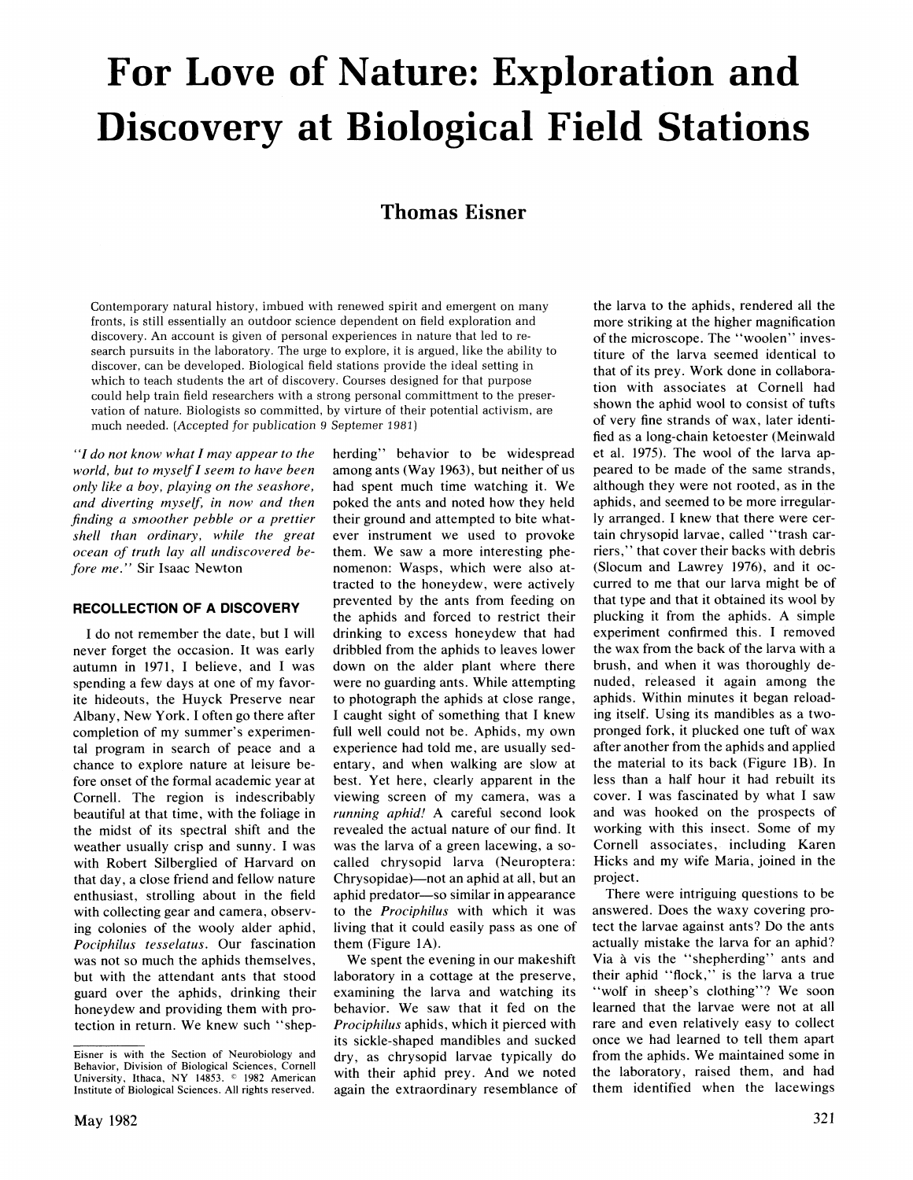# For Love of Nature: Exploration and Discovery at Biological Field Stations

## Thomas Eisner

Contemporary natural history, imbued with renewed spirit and emergent on many fronts, is still essentially an outdoor science dependent on field exploration and discovery. An account is given of personal experiences in nature that led to research pursuits in the laboratory. The urge to explore, it is argued, like the ability to discover, can be developed. Biological field stations provide the ideal setting in which to teach students the art of discovery. Courses designed for that purpose could help train field researchers with a strong personal committment to the preservation of nature. Biologists so committed, by virtue of their potential activism, are much needed. (*Accepted for publication 9 Septemer 1981*)

*"I do not know what I may appear to the world, but to myself I seem to have been only like a boy, playing on the seashore, and diverting myself, in now and then finding a smoother pebble or a prettier shell than ordinary, while the great ocean of truth lay all undiscovered before me."* Sir Isaac Newton

### RECOLLECTION OF A DISCOVERY

I do not remember the date, but I will never forget the occasion. It was early autumn in 1971, I believe, and I was spending a few days at one of my favorite hideouts, the Huyck Preserve near Albany, New York. I often go there after completion of my summer's experimental program in search of peace and a chance to explore nature at leisure before onset of the formal academic year at Cornell. The region is indescribably beautiful at that time, with the foliage in the midst of its spectral shift and the weather usually crisp and sunny. I was with Robert Silberglied of Harvard on that day, a close friend and fellow nature enthusiast, strolling about in the field with collecting gear and camera, observing colonies of the wooly alder aphid, *Pociphilus tesselatus*. Our fascination was not so much the aphids themselves, but with the attendant ants that stood guard over the aphids, drinking their honeydew and providing them with protection in return. We knew such "shepherding" behavior to be widespread among ants (Way 1963), but neither of us had spent much time watching it. We poked the ants and noted how they held their ground and attempted to bite whatever instrument we used to provoke them. We saw a more interesting phenomenon: Wasps, which were also attracted to the honeydew, were actively prevented by the ants from feeding on the aphids and forced to restrict their drinking to excess honeydew that had dribbled from the aphids to leaves lower down on the alder plant where there were no guarding ants. While attempting to photograph the aphids at close range, I caught sight of something that I knew full well could not be. Aphids, my own experience had told me, are usually sedentary, and when walking are slow at best. Yet here, clearly apparent in the viewing screen of my camera, was a *running aphid!* A careful second look revealed the actual nature of our find. It was the larva of a green lacewing, a so-called chrysopid larva (Neuroptera: Chrysopidae)—not an aphid at all, but an aphid predator—so similar in appearance to the *Prociphilus* with which it was living that it could easily pass as one of them (Figure 1A).

We spent the evening in our makeshift laboratory in a cottage at the preserve, examining the larva and watching its behavior. We saw that it fed on the *Prociphilus* aphids, which it pierced with its sickle-shaped mandibles and sucked dry, as chrysopid larvae typically do with their aphid prey. And we noted again the extraordinary resemblance of the larva to the aphids, rendered all the more striking at the higher magnification of the microscope. The "woolen" investiture of the larva seemed identical to that of its prey. Work done in collaboration with associates at Cornell had shown the aphid wool to consist of tufts of very fine strands of wax, later identified as a long-chain ketoester (Meinwald et al. 1975). The wool of the larva appeared to be made of the same strands, although they were not rooted, as in the aphids, and seemed to be more irregularly arranged. I knew that there were certain chrysopid larvae, called "trash carriers," that cover their backs with debris (Slocum and Lawrey 1976), and it occurred to me that our larva might be of that type and that it obtained its wool by plucking it from the aphids. A simple experiment confirmed this. I removed the wax from the back of the larva with a brush, and when it was thoroughly denuded, released it again among the aphids. Within minutes it began reloading itself. Using its mandibles as a two-pronged fork, it plucked one tuft of wax after another from the aphids and applied the material to its back (Figure 1B). In less than a half hour it had rebuilt its cover. I was fascinated by what I saw and was hooked on the prospects of working with this insect. Some of my Cornell associates, including Karen Hicks and my wife Maria, joined in the project.

There were intriguing questions to be answered. Does the waxy covering protect the larvae against ants? Do the ants actually mistake the larva for an aphid? Via à vis the "shepherding" ants and their aphid "flock," is the larva a true "wolf in sheep's clothing"? We soon learned that the larvae were not at all rare and even relatively easy to collect once we had learned to tell them apart from the aphids. We maintained some in the laboratory, raised them, and had them identified when the lacewings

Eisner is with the Section of Neurobiology and Behavior, Division of Biological Sciences, Cornell University, Ithaca, NY 14853. © 1982 American Institute of Biological Sciences. All rights reserved.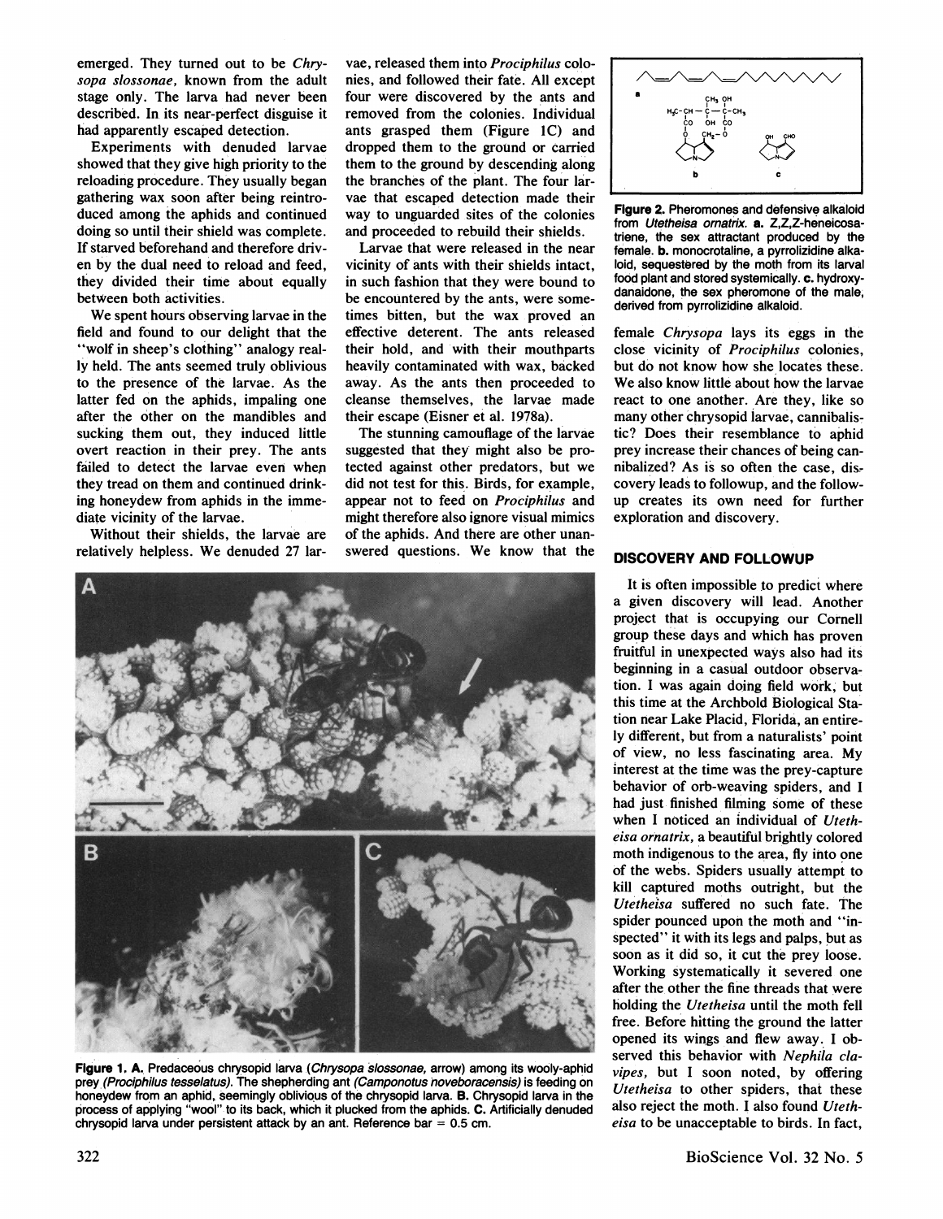emerged. They turned out to be *Chrysopa slossonae*, known from the adult stage only. The larva had never been described. In its near-perfect disguise it had apparently escaped detection.

Experiments with denuded larvae showed that they give high priority to the reloading procedure. They usually began gathering wax soon after being reintroduced among the aphids and continued doing so until their shield was complete. If starved beforehand and therefore driven by the dual need to reload and feed, they divided their time about equally between both activities.

We spent hours observing larvae in the field and found to our delight that the "wolf in sheep's clothing" analogy really held. The ants seemed truly oblivious to the presence of the larvae. As the latter fed on the aphids, impaling one after the other on the mandibles and sucking them out, they induced little overt reaction in their prey. The ants failed to detect the larvae even when they tread on them and continued drinking honeydew from aphids in the immediate vicinity of the larvae.

Without their shields, the larvae are relatively helpless. We denuded 27 larvae, released them into *Prociphilus* colonies, and followed their fate. All except four were discovered by the ants and removed from the colonies. Individual ants grasped them (Figure 1C) and dropped them to the ground or carried them to the ground by descending along the branches of the plant. The four larvae that escaped detection made their way to unguarded sites of the colonies and proceeded to rebuild their shields.

Larvae that were released in the near vicinity of ants with their shields intact, in such fashion that they were bound to be encountered by the ants, were sometimes bitten, but the wax proved an effective deterent. The ants released their hold, and with their mouthparts heavily contaminated with wax, backed away. As the ants then proceeded to cleanse themselves, the larvae made their escape (Eisner et al. 1978a).

The stunning camouflage of the larvae suggested that they might also be protected against other predators, but we did not test for this. Birds, for example, appear not to feed on *Prociphilus* and might therefore also ignore visual mimics of the aphids. And there are other unanswered questions. We know that the female *Chrysopa* lays its eggs in the close vicinity of *Prociphilus* colonies, but do not know how she locates these. We also know little about how the larvae react to one another. Are they, like so many other chrysopid larvae, cannibalistic? Does their resemblance to aphid prey increase their chances of being cannibalized? As is so often the case, discovery leads to followup, and the followup creates its own need for further exploration and discovery.

Figure 1. A. Predaceous chrysopid larva (*Chrysopa slossonae*, arrow) among its wooly-aphid prey (*Prociphilus tesselatus*). The shepherding ant (*Camponotus noveboracensis*) is feeding on honeydew from an aphid, seemingly oblivious of the chrysopid larva. B. Chrysopid larva in the process of applying "wool" to its back, which it plucked from the aphids. C. Artificially denuded chrysopid larva under persistent attack by an ant. Reference bar = 0.5 cm.

Figure 2. Pheromones and defensive alkaloid from *Utetheisa ornatrix*. a. Z,Z,Z-heneicosatriene, the sex attractant produced by the female. b. monocrotaline, a pyrrolizidine alkaloid, sequestered by the moth from its larval food plant and stored systemically. c. hydroxydanaidone, the sex pheromone of the male, derived from pyrrolizidine alkaloid.

## DISCOVERY AND FOLLOWUP

It is often impossible to predict where a given discovery will lead. Another project that is occupying our Cornell group these days and which has proven fruitful in unexpected ways also had its beginning in a casual outdoor observation. I was again doing field work, but this time at the Archbold Biological Station near Lake Placid, Florida, an entirely different, but from a naturalists' point of view, no less fascinating area. My interest at the time was the prey-capture behavior of orb-weaving spiders, and I had just finished filming some of these when I noticed an individual of *Utetheisa ornatrix*, a beautiful brightly colored moth indigenous to the area, fly into one of the webs. Spiders usually attempt to kill captured moths outright, but the *Utetheisa* suffered no such fate. The spider pounced upon the moth and "inspected" it with its legs and palps, but as soon as it did so, it cut the prey loose. Working systematically it severed one after the other the fine threads that were holding the *Utetheisa* until the moth fell free. Before hitting the ground the latter opened its wings and flew away. I observed this behavior with *Nephila clavipes*, but I soon noted, by offering *Utetheisa* to other spiders, that these also reject the moth. I also found *Utetheisa* to be unacceptable to birds. In fact,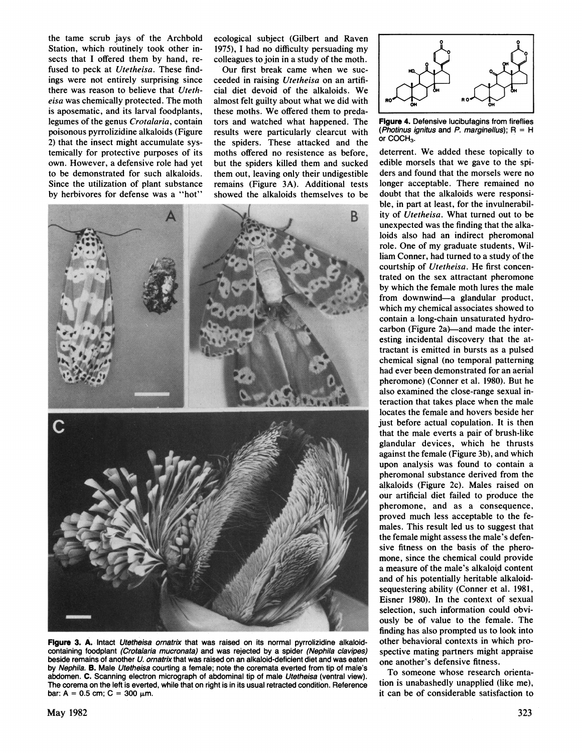the tame scrub jays of the Archbold Station, which routinely took other insects that I offered them by hand, refused to peck at *Utetheisa*. These findings were not entirely surprising since there was reason to believe that *Utetheisa* was chemically protected. The moth is aposematic, and its larval foodplants, legumes of the genus *Crotalaria*, contain poisonous pyrrolizidine alkaloids (Figure 2) that the insect might accumulate systemically for protective purposes of its own. However, a defensive role had yet to be demonstrated for such alkaloids. Since the utilization of plant substance by herbivores for defense was a "hot" ecological subject (Gilbert and Raven 1975), I had no difficulty persuading my colleagues to join in a study of the moth.

Our first break came when we succeeded in raising *Utetheisa* on an artificial diet devoid of the alkaloids. We almost felt guilty about what we did with these moths. We offered them to predators and watched what happened. The results were particularly clearcut with the spiders. These attacked and the moths offered no resistence as before, but the spiders killed them and sucked them out, leaving only their undigestible remains (Figure 3A). Additional tests showed the alkaloids themselves to be deterrent. We added these topically to edible morsels that we gave to the spiders and found that the morsels were no longer acceptable. There remained no doubt that the alkaloids were responsible, in part at least, for the invulnerability of *Utetheisa*. What turned out to be unexpected was the finding that the alkaloids also had an indirect pheromonal role. One of my graduate students, William Conner, had turned to a study of the courtship of *Utetheisa*. He first concentrated on the sex attractant pheromone by which the female moth lures the male from downwind—a glandular product, which my chemical associates showed to contain a long-chain unsaturated hydrocarbon (Figure 2a)—and made the interesting incidental discovery that the attractant is emitted in bursts as a pulsed chemical signal (no temporal patterning had ever been demonstrated for an aerial pheromone) (Conner et al. 1980). But he also examined the close-range sexual interaction that takes place when the male locates the female and hovers beside her just before actual copulation. It is then that the male everts a pair of brush-like glandular devices, which he thrusts against the female (Figure 3b), and which upon analysis was found to contain a pheromonal substance derived from the alkaloids (Figure 2c). Males raised on our artificial diet failed to produce the pheromone, and as a consequence, proved much less acceptable to the females. This result led us to suggest that the female might assess the male's defensive fitness on the basis of the pheromone, since the chemical could provide a measure of the male's alkaloid content and of his potentially heritable alkaloid-sequestering ability (Conner et al. 1981, Eisner 1980). In the context of sexual selection, such information could obviously be of value to the female. The finding has also prompted us to look into other behavioral contexts in which prospective mating partners might appraise one another's defensive fitness.

To someone whose research orientation is unabashedly unapplied (like me), it can be of considerable satisfaction to

**Figure 3. A.** Intact *Utetheisa ornatrix* that was raised on its normal pyrrolizidine alkaloid-containing foodplant *(Crotalaria mucronata)* and was rejected by a spider *(Nephila clavipes)* beside remains of another *U. ornatrix* that was raised on an alkaloid-deficient diet and was eaten by *Nephila*. **B.** Male *Utetheisa* courting a female; note the coremata everted from tip of male's abdomen. **C.** Scanning electron micrograph of abdominal tip of male *Utetheisa* (ventral view). The corema on the left is everted, while that on right is in its usual retracted condition. Reference bar: A = 0.5 cm; C = 300 μm.

**Figure 4.** Defensive lucibufagins from fireflies *(Photinus ignitus* and *P. marginellus)*; R = H or $COCH_3$.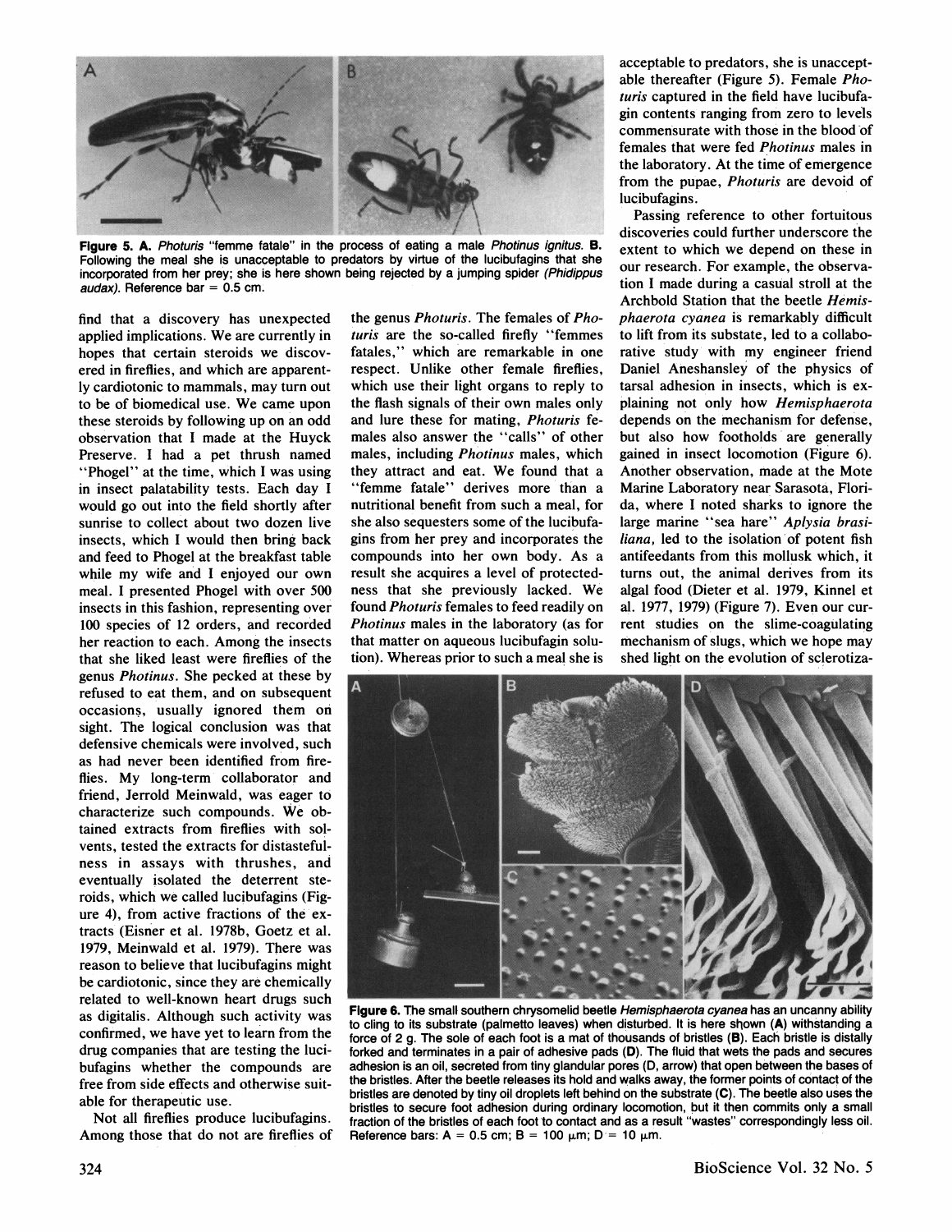**Figure 5. A.** *Photuris* "femme fatale" in the process of eating a male *Photinus ignitus*. **B.** Following the meal she is unacceptable to predators by virtue of the lucibufagins that she incorporated from her prey; she is here shown being rejected by a jumping spider (*Phidippus audax*). Reference bar = 0.5 cm.

find that a discovery has unexpected applied implications. We are currently in hopes that certain steroids we discovered in fireflies, and which are apparently cardiotonic to mammals, may turn out to be of biomedical use. We came upon these steroids by following up on an odd observation that I made at the Huyck Preserve. I had a pet thrush named "Phogel" at the time, which I was using in insect palatability tests. Each day I would go out into the field shortly after sunrise to collect about two dozen live insects, which I would then bring back and feed to Phogel at the breakfast table while my wife and I enjoyed our own meal. I presented Phogel with over 500 insects in this fashion, representing over 100 species of 12 orders, and recorded her reaction to each. Among the insects that she liked least were fireflies of the genus *Photinus*. She pecked at these by refused to eat them, and on subsequent occasions, usually ignored them on sight. The logical conclusion was that defensive chemicals were involved, such as had never been identified from fireflies. My long-term collaborator and friend, Jerrold Meinwald, was eager to characterize such compounds. We obtained extracts from fireflies with solvents, tested the extracts for distastefulness in assays with thrushes, and eventually isolated the deterrent steroids, which we called lucibufagins (Figure 4), from active fractions of the extracts (Eisner et al. 1978b, Goetz et al. 1979, Meinwald et al. 1979). There was reason to believe that lucibufagins might be cardiotonic, since they are chemically related to well-known heart drugs such as digitalis. Although such activity was confirmed, we have yet to learn from the drug companies that are testing the lucibufagins whether the compounds are free from side effects and otherwise suitable for therapeutic use.

Not all fireflies produce lucibufagins. Among those that do not are fireflies of the genus *Photuris*. The females of *Photuris* are the so-called firefly "femmes fatales," which are remarkable in one respect. Unlike other female fireflies, which use their light organs to reply to the flash signals of their own males only and lure these for mating, *Photuris* females also answer the "calls" of other males, including *Photinus* males, which they attract and eat. We found that a "femme fatale" derives more than a nutritional benefit from such a meal, for she also sequesters some of the lucibufagins from her prey and incorporates the compounds into her own body. As a result she acquires a level of protectedness that she previously lacked. We found *Photuris* females to feed readily on *Photinus* males in the laboratory (as for that matter on aqueous lucibufagin solution). Whereas prior to such a meal she is acceptable to predators, she is unacceptable thereafter (Figure 5). Female *Photuris* captured in the field have lucibufagin contents ranging from zero to levels commensurate with those in the blood of females that were fed *Photinus* males in the laboratory. At the time of emergence from the pupae, *Photuris* are devoid of lucibufagins.

Passing reference to other fortuitous discoveries could further underscore the extent to which we depend on these in our research. For example, the observation I made during a casual stroll at the Archbold Station that the beetle *Hemisphaerota cyanea* is remarkably difficult to lift from its substate, led to a collaborative study with my engineer friend Daniel Aneshansley of the physics of tarsal adhesion in insects, which is explaining not only how *Hemisphaerota* depends on the mechanism for defense, but also how footholds are generally gained in insect locomotion (Figure 6). Another observation, made at the Mote Marine Laboratory near Sarasota, Florida, where I noted sharks to ignore the large marine "sea hare" *Aplysia brasiliana*, led to the isolation of potent fish antifeedants from this mollusk which, it turns out, the animal derives from its algal food (Dieter et al. 1979, Kinnel et al. 1977, 1979) (Figure 7). Even our current studies on the slime-coagulating mechanism of slugs, which we hope may shed light on the evolution of sclerotiza-

**Figure 6.** The small southern chrysomelid beetle *Hemisphaerota cyanea* has an uncanny ability to cling to its substrate (palmetto leaves) when disturbed. It is here shown (**A**) withstanding a force of 2 g. The sole of each foot is a mat of thousands of bristles (**B**). Each bristle is distally forked and terminates in a pair of adhesive pads (**D**). The fluid that wets the pads and secures adhesion is an oil, secreted from tiny glandular pores (D, arrow) that open between the bases of the bristles. After the beetle releases its hold and walks away, the former points of contact of the bristles are denoted by tiny oil droplets left behind on the substrate (**C**). The beetle also uses the bristles to secure foot adhesion during ordinary locomotion, but it then commits only a small fraction of the bristles of each foot to contact and as a result "wastes" correspondingly less oil. Reference bars: A = 0.5 cm; B = 100 μm; D = 10 μm.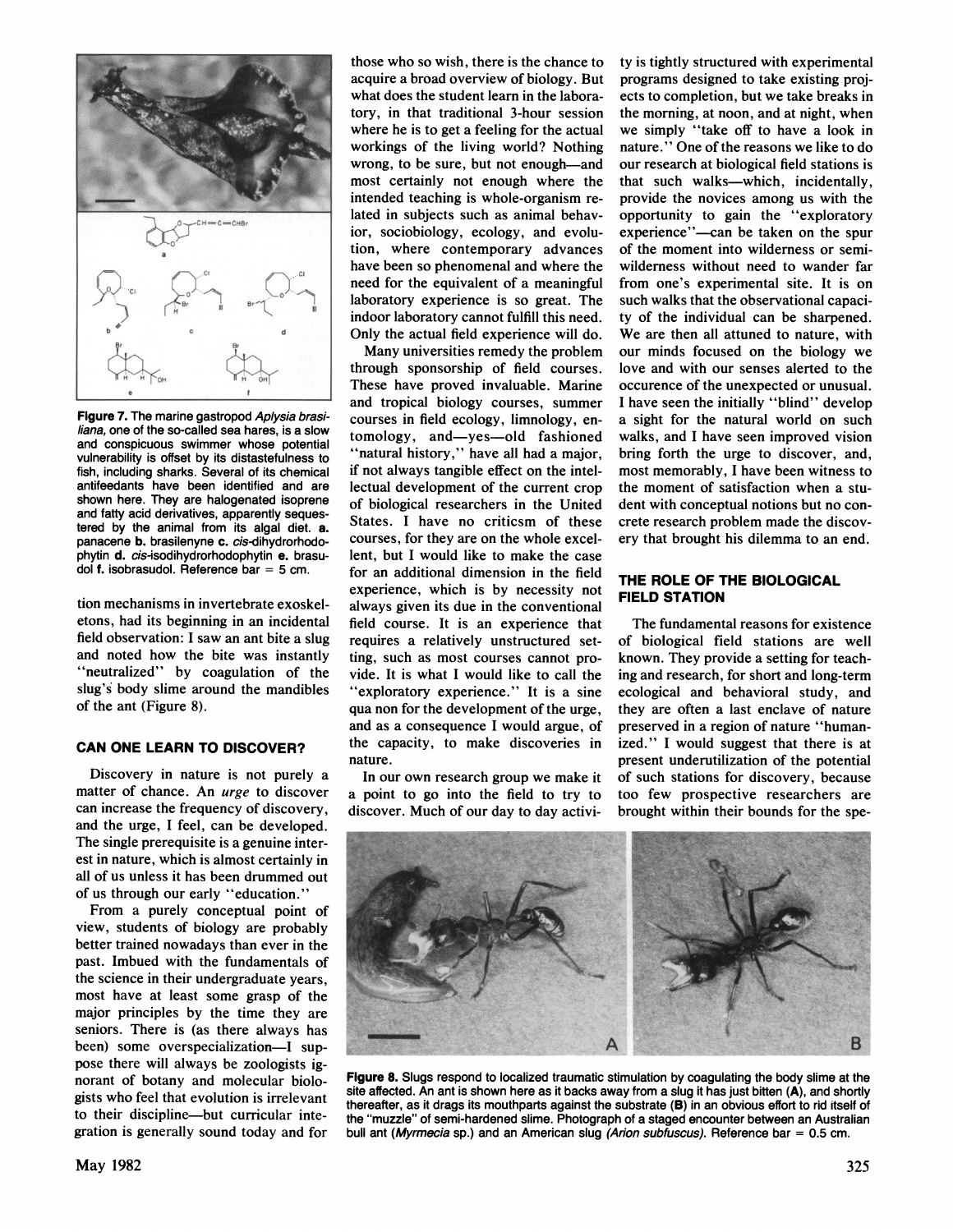Figure 7. The marine gastropod *Aplysia brasiliana*, one of the so-called sea hares, is a slow and conspicuous swimmer whose potential vulnerability is offset by its distastefulness to fish, including sharks. Several of its chemical antifeedants have been identified and are shown here. They are halogenated isoprene and fatty acid derivatives, apparently sequestered by the animal from its algal diet. **a.** panacene **b.** brasilenyne **c.** *cis*-dihydrorhodophytin **d.** *cis*-isodihydrorhodophytin **e.** brasudol **f.** isobrasudol. Reference bar = 5 cm.

tion mechanisms in invertebrate exoskeletons, had its beginning in an incidental field observation: I saw an ant bite a slug and noted how the bite was instantly "neutralized" by coagulation of the slug's body slime around the mandibles of the ant (Figure 8).

## CAN ONE LEARN TO DISCOVER?

Discovery in nature is not purely a matter of chance. An *urge* to discover can increase the frequency of discovery, and the urge, I feel, can be developed. The single prerequisite is a genuine interest in nature, which is almost certainly in all of us unless it has been drummed out of us through our early "education."

From a purely conceptual point of view, students of biology are probably better trained nowadays than ever in the past. Imbued with the fundamentals of the science in their undergraduate years, most have at least some grasp of the major principles by the time they are seniors. There is (as there always has been) some overspecialization—I suppose there will always be zoologists ignorant of botany and molecular biologists who feel that evolution is irrelevant to their discipline—but curricular integration is generally sound today and for those who so wish, there is the chance to acquire a broad overview of biology. But what does the student learn in the laboratory, in that traditional 3-hour session where he is to get a feeling for the actual workings of the living world? Nothing wrong, to be sure, but not enough—and most certainly not enough where the intended teaching is whole-organism related in subjects such as animal behavior, sociobiology, ecology, and evolution, where contemporary advances have been so phenomenal and where the need for the equivalent of a meaningful laboratory experience is so great. The indoor laboratory cannot fulfill this need. Only the actual field experience will do.

Many universities remedy the problem through sponsorship of field courses. These have proved invaluable. Marine and tropical biology courses, summer courses in field ecology, limnology, entomology, and—yes—old fashioned "natural history," have all had a major, if not always tangible effect on the intellectual development of the current crop of biological researchers in the United States. I have no criticsm of these courses, for they are on the whole excellent, but I would like to make the case for an additional dimension in the field experience, which is by necessity not always given its due in the conventional field course. It is an experience that requires a relatively unstructured setting, such as most courses cannot provide. It is what I would like to call the "exploratory experience." It is a sine qua non for the development of the urge, and as a consequence I would argue, of the capacity, to make discoveries in nature.

In our own research group we make it a point to go into the field to try to discover. Much of our day to day activity is tightly structured with experimental programs designed to take existing projects to completion, but we take breaks in the morning, at noon, and at night, when we simply "take off to have a look in nature." One of the reasons we like to do our research at biological field stations is that such walks—which, incidentally, provide the novices among us with the opportunity to gain the "exploratory experience"—can be taken on the spur of the moment into wilderness or semi-wilderness without need to wander far from one's experimental site. It is on such walks that the observational capacity of the individual can be sharpened. We are then all attuned to nature, with our minds focused on the biology we love and with our senses alerted to the occurence of the unexpected or unusual. I have seen the initially "blind" develop a sight for the natural world on such walks, and I have seen improved vision bring forth the urge to discover, and, most memorably, I have been witness to the moment of satisfaction when a student with conceptual notions but no concrete research problem made the discovery that brought his dilemma to an end.

## THE ROLE OF THE BIOLOGICAL FIELD STATION

The fundamental reasons for existence of biological field stations are well known. They provide a setting for teaching and research, for short and long-term ecological and behavioral study, and they are often a last enclave of nature preserved in a region of nature "humanized." I would suggest that there is at present underutilization of the potential of such stations for discovery, because too few prospective researchers are brought within their bounds for the spe-

Figure 8. Slugs respond to localized traumatic stimulation by coagulating the body slime at the site affected. An ant is shown here as it backs away from a slug it has just bitten (**A**), and shortly thereafter, as it drags its mouthparts against the substrate (**B**) in an obvious effort to rid itself of the "muzzle" of semi-hardened slime. Photograph of a staged encounter between an Australian bull ant (*Myrmecia* sp.) and an American slug (*Arion subfuscus*). Reference bar = 0.5 cm.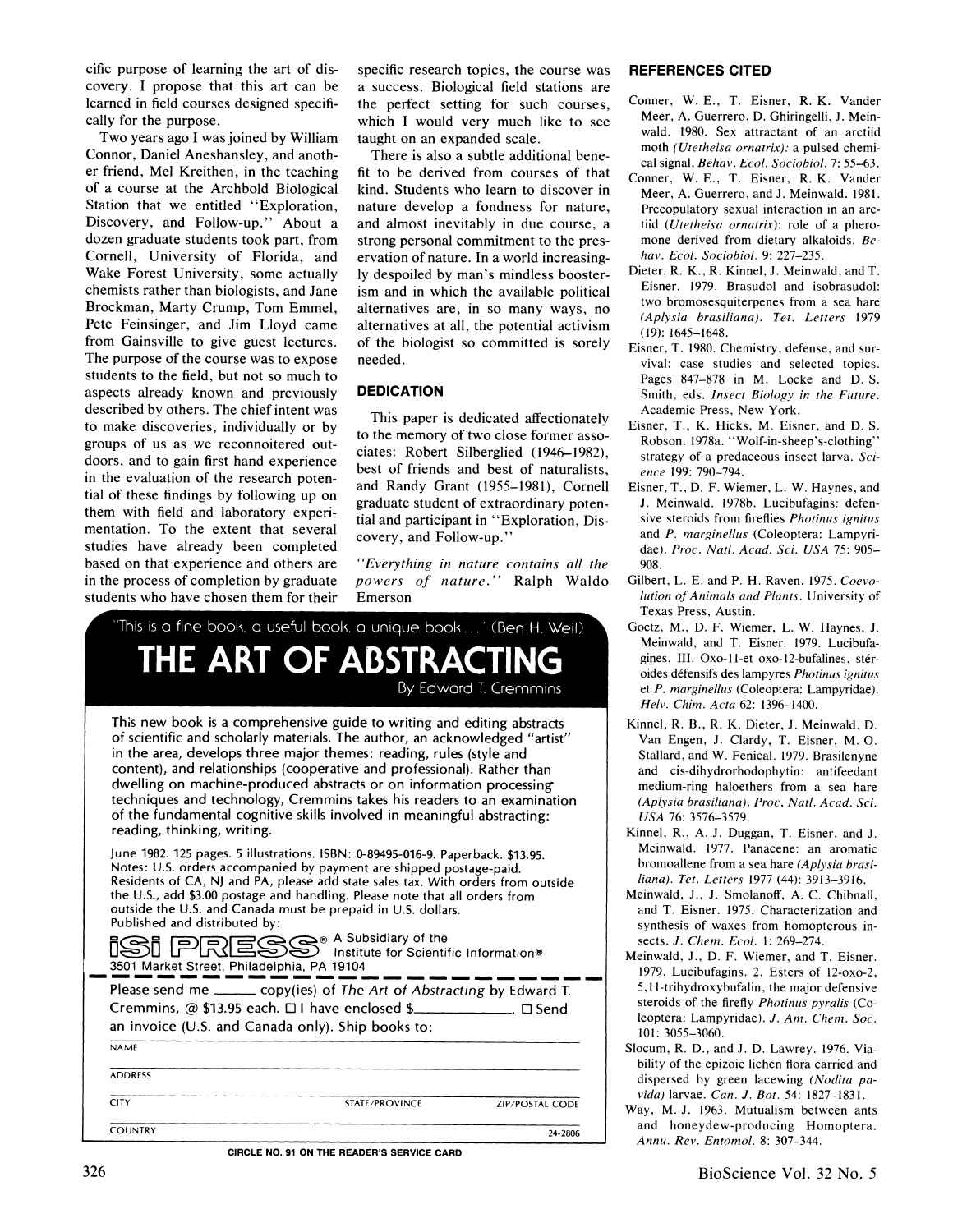cific purpose of learning the art of discovery. I propose that this art can be learned in field courses designed specifically for the purpose.

Two years ago I was joined by William Connor, Daniel Aneshansley, and another friend, Mel Kreithen, in the teaching of a course at the Archbold Biological Station that we entitled "Exploration, Discovery, and Follow-up." About a dozen graduate students took part, from Cornell, University of Florida, and Wake Forest University, some actually chemists rather than biologists, and Jane Brockman, Marty Crump, Tom Emmel, Pete Feinsinger, and Jim Lloyd came from Gainsville to give guest lectures. The purpose of the course was to expose students to the field, but not so much to aspects already known and previously described by others. The chief intent was to make discoveries, individually or by groups of us as we reconnoitered outdoors, and to gain first hand experience in the evaluation of the research potential of these findings by following up on them with field and laboratory experimentation. To the extent that several studies have already been completed based on that experience and others are in the process of completion by graduate students who have chosen them for their specific research topics, the course was a success. Biological field stations are the perfect setting for such courses, which I would very much like to see taught on an expanded scale.

There is also a subtle additional benefit to be derived from courses of that kind. Students who learn to discover in nature develop a fondness for nature, and almost inevitably in due course, a strong personal commitment to the preservation of nature. In a world increasingly despoiled by man's mindless boosterism and in which the available political alternatives are, in so many ways, no alternatives at all, the potential activism of the biologist so committed is sorely needed.

## DEDICATION

This paper is dedicated affectionately to the memory of two close former associates: Robert Silberglied (1946–1982), best of friends and best of naturalists, and Randy Grant (1955–1981), Cornell graduate student of extraordinary potential and participant in "Exploration, Discovery, and Follow-up."

*"Everything in nature contains all the powers of nature."* Ralph Waldo Emerson

## REFERENCES CITED

Conner, W. E., T. Eisner, R. K. Vander Meer, A. Guerrero, D. Ghiringelli, J. Meinwald. 1980. Sex attractant of an arctiid moth *(Utetheisa ornatrix)*: a pulsed chemical signal. *Behav. Ecol. Sociobiol.* 7: 55–63.

Conner, W. E., T. Eisner, R. K. Vander Meer, A. Guerrero, and J. Meinwald. 1981. Precopulatory sexual interaction in an arctiid *(Utetheisa ornatrix)*: role of a pheromone derived from dietary alkaloids. *Behav. Ecol. Sociobiol.* 9: 227–235.

Dieter, R. K., R. Kinnel, J. Meinwald, and T. Eisner. 1979. Brasudol and isobrasudol: two bromosesquiterpenes from a sea hare *(Aplysia brasiliana)*. *Tet. Letters* 1979 (19): 1645–1648.

Eisner, T. 1980. Chemistry, defense, and survival: case studies and selected topics. Pages 847–878 in M. Locke and D. S. Smith, eds. *Insect Biology in the Future*. Academic Press, New York.

Eisner, T., K. Hicks, M. Eisner, and D. S. Robson. 1978a. "Wolf-in-sheep's-clothing" strategy of a predaceous insect larva. *Science* 199: 790–794.

Eisner, T., D. F. Wiemer, L. W. Haynes, and J. Meinwald. 1978b. Lucibufagins: defensive steroids from fireflies *Photinus ignitus* and *P. marginellus* (Coleoptera: Lampyridae). *Proc. Natl. Acad. Sci. USA* 75: 905–908.

Gilbert, L. E. and P. H. Raven. 1975. *Coevolution of Animals and Plants*. University of Texas Press, Austin.

Goetz, M., D. F. Wiemer, L. W. Haynes, J. Meinwald, and T. Eisner. 1979. Lucibufagines. III. Oxo-11-et oxo-12-bufalines, stéroides défensifs des lampyres *Photinus ignitus* et *P. marginellus* (Coleoptera: Lampyridae). *Helv. Chim. Acta* 62: 1396–1400.

Kinnel, R. B., R. K. Dieter, J. Meinwald, D. Van Engen, J. Clardy, T. Eisner, M. O. Stallard, and W. Fenical. 1979. Brasilenyne and cis-dihydrorhodophytin: antifeedant medium-ring haloethers from a sea hare *(Aplysia brasiliana)*. *Proc. Natl. Acad. Sci. USA* 76: 3576–3579.

Kinnel, R., A. J. Duggan, T. Eisner, and J. Meinwald. 1977. Panacene: an aromatic bromoallene from a sea hare *(Aplysia brasiliana)*. *Tet. Letters* 1977 (44): 3913–3916.

Meinwald, J., J. Smolanoff, A. C. Chibnall, and T. Eisner. 1975. Characterization and synthesis of waxes from homopterous insects. *J. Chem. Ecol.* 1: 269–274.

Meinwald, J., D. F. Wiemer, and T. Eisner. 1979. Lucibufagins. 2. Esters of 12-oxo-2,5,11-trihydroxybufalin, the major defensive steroids of the firefly *Photinus pyralis* (Coleoptera: Lampyridae). *J. Am. Chem. Soc.* 101: 3055–3060.

Slocum, R. D., and J. D. Lawrey. 1976. Viability of the epizoic lichen flora carried and dispersed by green lacewing *(Nodita pavida)* larvae. *Can. J. Bot.* 54: 1827–1831.

Way, M. J. 1963. Mutualism between ants and honeydew-producing Homoptera. *Annu. Rev. Entomol.* 8: 307–344.

---

"This is a fine book, a useful book, a unique book . . ." (Ben H. Weil)

# THE ART OF ABSTRACTING

By Edward T. Cremmins

This new book is a comprehensive guide to writing and editing abstracts of scientific and scholarly materials. The author, an acknowledged "artist" in the area, develops three major themes: reading, rules (style and content), and relationships (cooperative and professional). Rather than dwelling on machine-produced abstracts or on information processing techniques and technology, Cremmins takes his readers to an examination of the fundamental cognitive skills involved in meaningful abstracting: reading, thinking, writing.

June 1982. 125 pages. 5 illustrations. ISBN: 0-89495-016-9. Paperback. $13.95.
Notes: U.S. orders accompanied by payment are shipped postage-paid. Residents of CA, NJ and PA, please add state sales tax. With orders from outside the U.S., add $3.00 postage and handling. Please note that all orders from outside the U.S. and Canada must be prepaid in U.S. dollars.
Published and distributed by:

ISI PRESS® A Subsidiary of the Institute for Scientific Information®
3501 Market Street, Philadelphia, PA 19104

Please send me ______ copy(ies) of *The Art of Abstracting* by Edward T. Cremmins, @ $13.95 each. ☐ I have enclosed $__________. ☐ Send an invoice (U.S. and Canada only). Ship books to:

NAME

ADDRESS

CITY STATE/PROVINCE ZIP/POSTAL CODE

COUNTRY 24-2806

CIRCLE NO. 91 ON THE READER'S SERVICE CARD